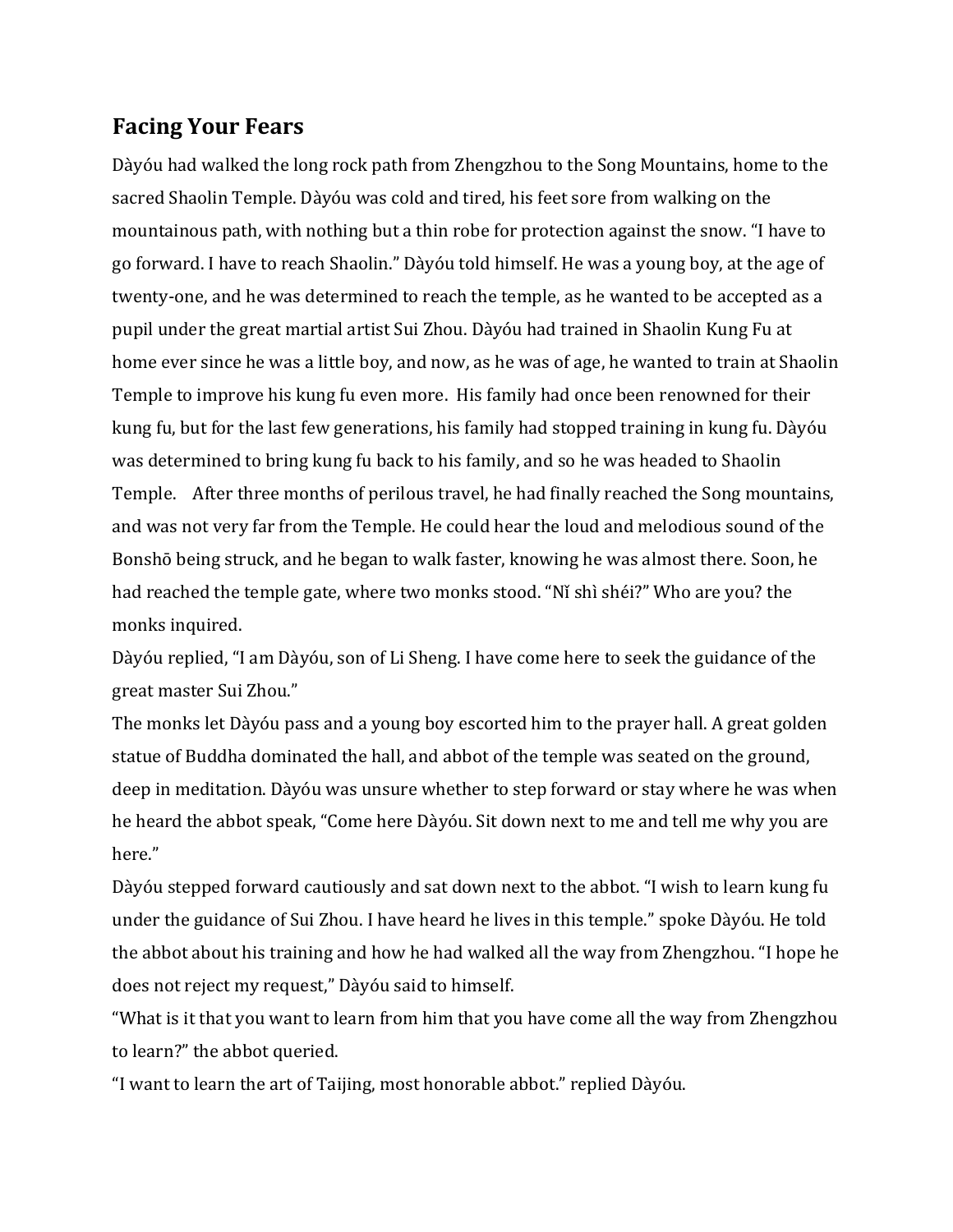## Facing Your Fears

Dàyóu had walked the long rock path from Zhengzhou to the Song Mountains, home to the sacred Shaolin Temple. Dàyóu was cold and tired, his feet sore from walking on the mountainous path, with nothing but a thin robe for protection against the snow. "I have to go forward. I have to reach Shaolin." Dàyóu told himself. He was a young boy, at the age of twenty-one, and he was determined to reach the temple, as he wanted to be accepted as a pupil under the great martial artist Sui Zhou. Dàyóu had trained in Shaolin Kung Fu at home ever since he was a little boy, and now, as he was of age, he wanted to train at Shaolin Temple to improve his kung fu even more. His family had once been renowned for their kung fu, but for the last few generations, his family had stopped training in kung fu. Dàyóu was determined to bring kung fu back to his family, and so he was headed to Shaolin Temple. After three months of perilous travel, he had finally reached the Song mountains, and was not very far from the Temple. He could hear the loud and melodious sound of the Bonshō being struck, and he began to walk faster, knowing he was almost there. Soon, he had reached the temple gate, where two monks stood. "Nǐ shì shéi?" Who are you? the monks inquired.

Dàyóu replied, "I am Dàyóu, son of Li Sheng. I have come here to seek the guidance of the great master Sui Zhou."

The monks let Dàyóu pass and a young boy escorted him to the prayer hall. A great golden statue of Buddha dominated the hall, and abbot of the temple was seated on the ground, deep in meditation. Dàyóu was unsure whether to step forward or stay where he was when he heard the abbot speak, "Come here Dàyóu. Sit down next to me and tell me why you are here."

Dàyóu stepped forward cautiously and sat down next to the abbot. "I wish to learn kung fu under the guidance of Sui Zhou. I have heard he lives in this temple." spoke Dàyóu. He told the abbot about his training and how he had walked all the way from Zhengzhou. "I hope he does not reject my request," Dàyóu said to himself.

"What is it that you want to learn from him that you have come all the way from Zhengzhou to learn?" the abbot queried.

"I want to learn the art of Taijing, most honorable abbot." replied Dàyóu.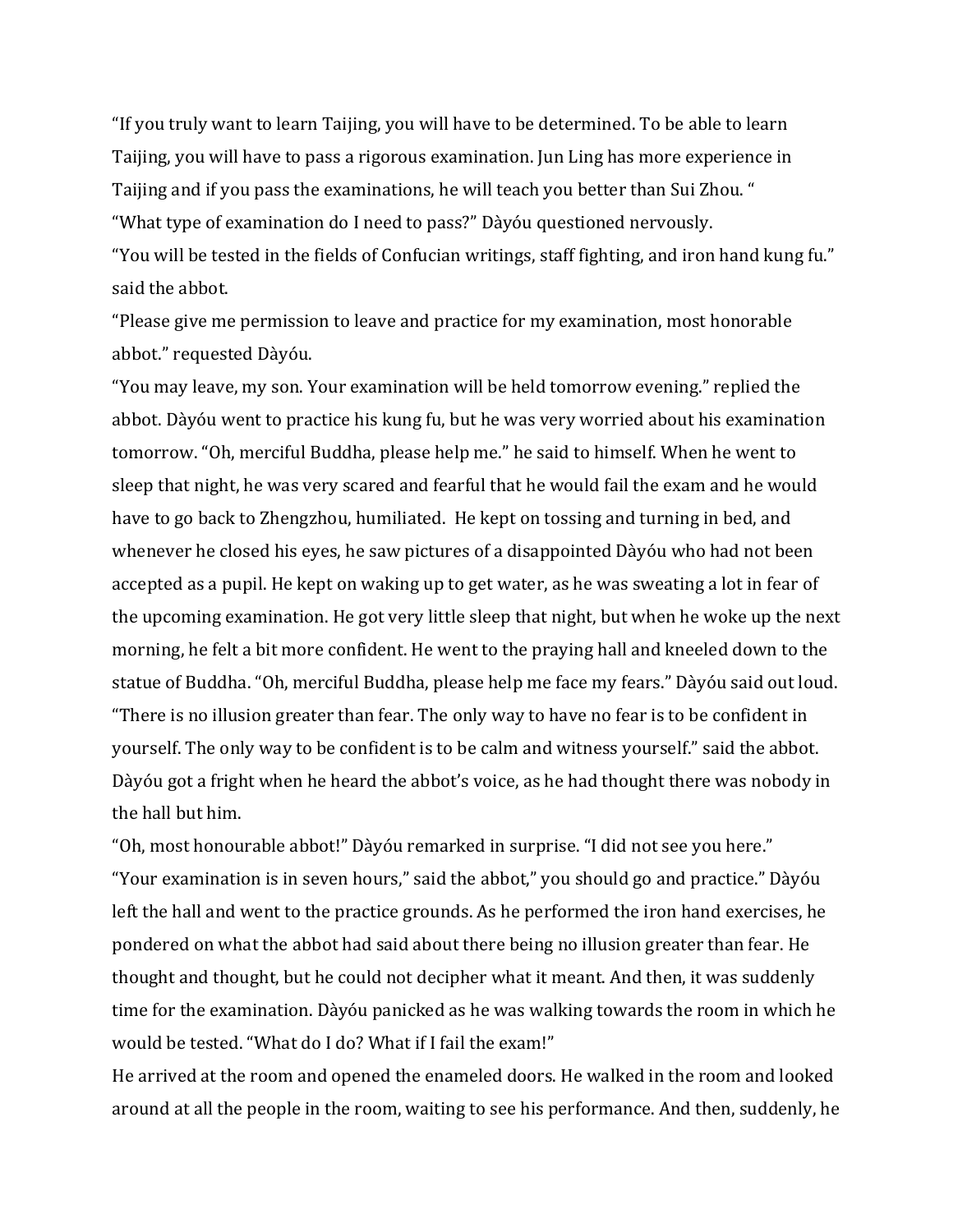"If you truly want to learn Taijing, you will have to be determined. To be able to learn Taijing, you will have to pass a rigorous examination. Jun Ling has more experience in Taijing and if you pass the examinations, he will teach you better than Sui Zhou. "

"What type of examination do I need to pass?" Dàyóu questioned nervously.

"You will be tested in the fields of Confucian writings, staff fighting, and iron hand kung fu." said the abbot.

"Please give me permission to leave and practice for my examination, most honorable abbot." requested Dàyóu.

"You may leave, my son. Your examination will be held tomorrow evening." replied the abbot. Dàyóu went to practice his kung fu, but he was very worried about his examination tomorrow. "Oh, merciful Buddha, please help me." he said to himself. When he went to sleep that night, he was very scared and fearful that he would fail the exam and he would have to go back to Zhengzhou, humiliated. He kept on tossing and turning in bed, and whenever he closed his eyes, he saw pictures of a disappointed Dàyóu who had not been accepted as a pupil. He kept on waking up to get water, as he was sweating a lot in fear of the upcoming examination. He got very little sleep that night, but when he woke up the next morning, he felt a bit more confident. He went to the praying hall and kneeled down to the statue of Buddha. "Oh, merciful Buddha, please help me face my fears." Dàyóu said out loud. "There is no illusion greater than fear. The only way to have no fear is to be confident in yourself. The only way to be confident is to be calm and witness yourself." said the abbot. Dàyóu got a fright when he heard the abbot's voice, as he had thought there was nobody in the hall but him.

"Oh, most honourable abbot!" Dàyóu remarked in surprise. "I did not see you here."

"Your examination is in seven hours," said the abbot," you should go and practice." Dàyóu left the hall and went to the practice grounds. As he performed the iron hand exercises, he pondered on what the abbot had said about there being no illusion greater than fear. He thought and thought, but he could not decipher what it meant. And then, it was suddenly time for the examination. Dàyóu panicked as he was walking towards the room in which he would be tested. "What do I do? What if I fail the exam!"

He arrived at the room and opened the enameled doors. He walked in the room and looked around at all the people in the room, waiting to see his performance. And then, suddenly, he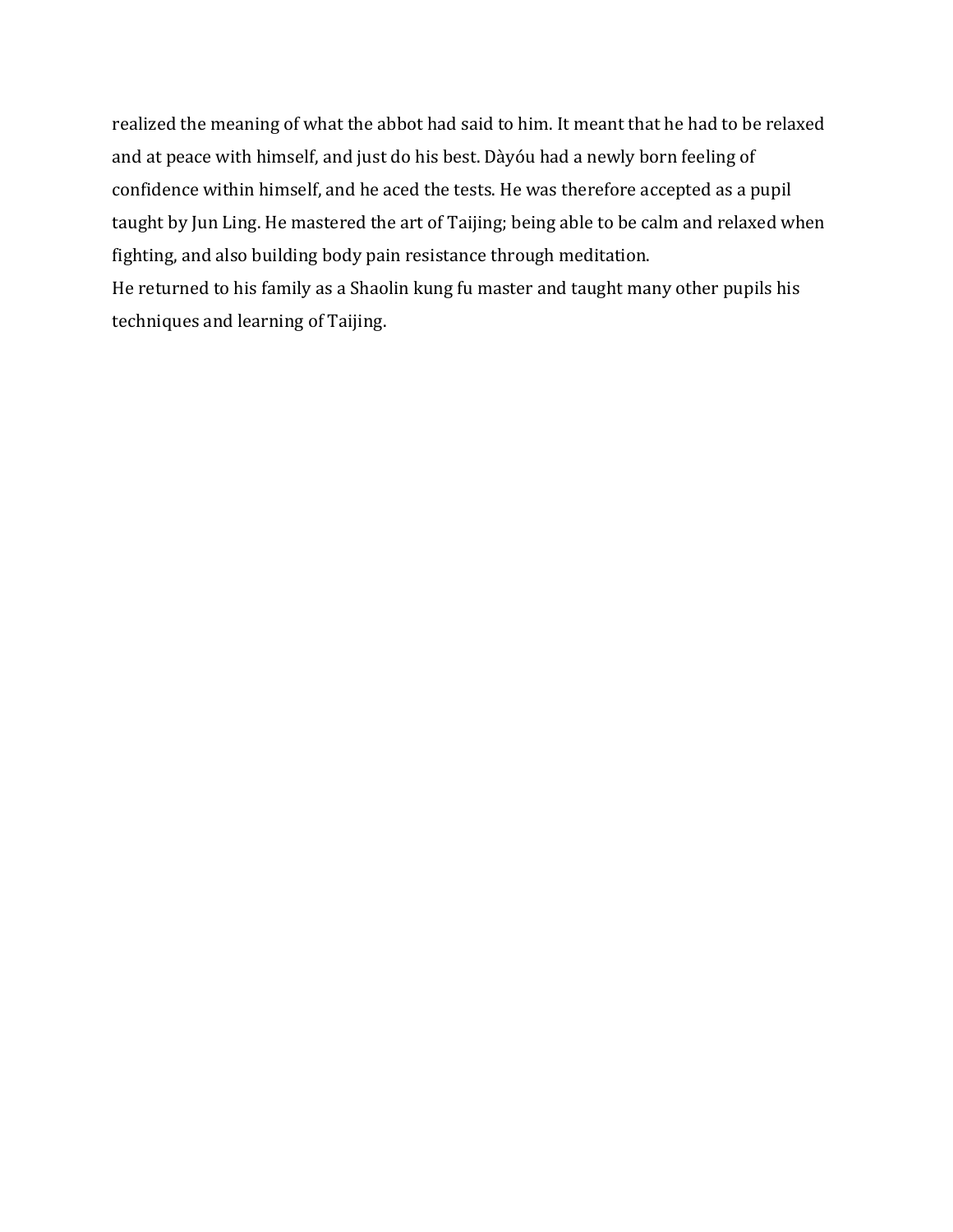realized the meaning of what the abbot had said to him. It meant that he had to be relaxed and at peace with himself, and just do his best. Dàyóu had a newly born feeling of confidence within himself, and he aced the tests. He was therefore accepted as a pupil taught by Jun Ling. He mastered the art of Taijing; being able to be calm and relaxed when fighting, and also building body pain resistance through meditation.

He returned to his family as a Shaolin kung fu master and taught many other pupils his techniques and learning of Taijing.